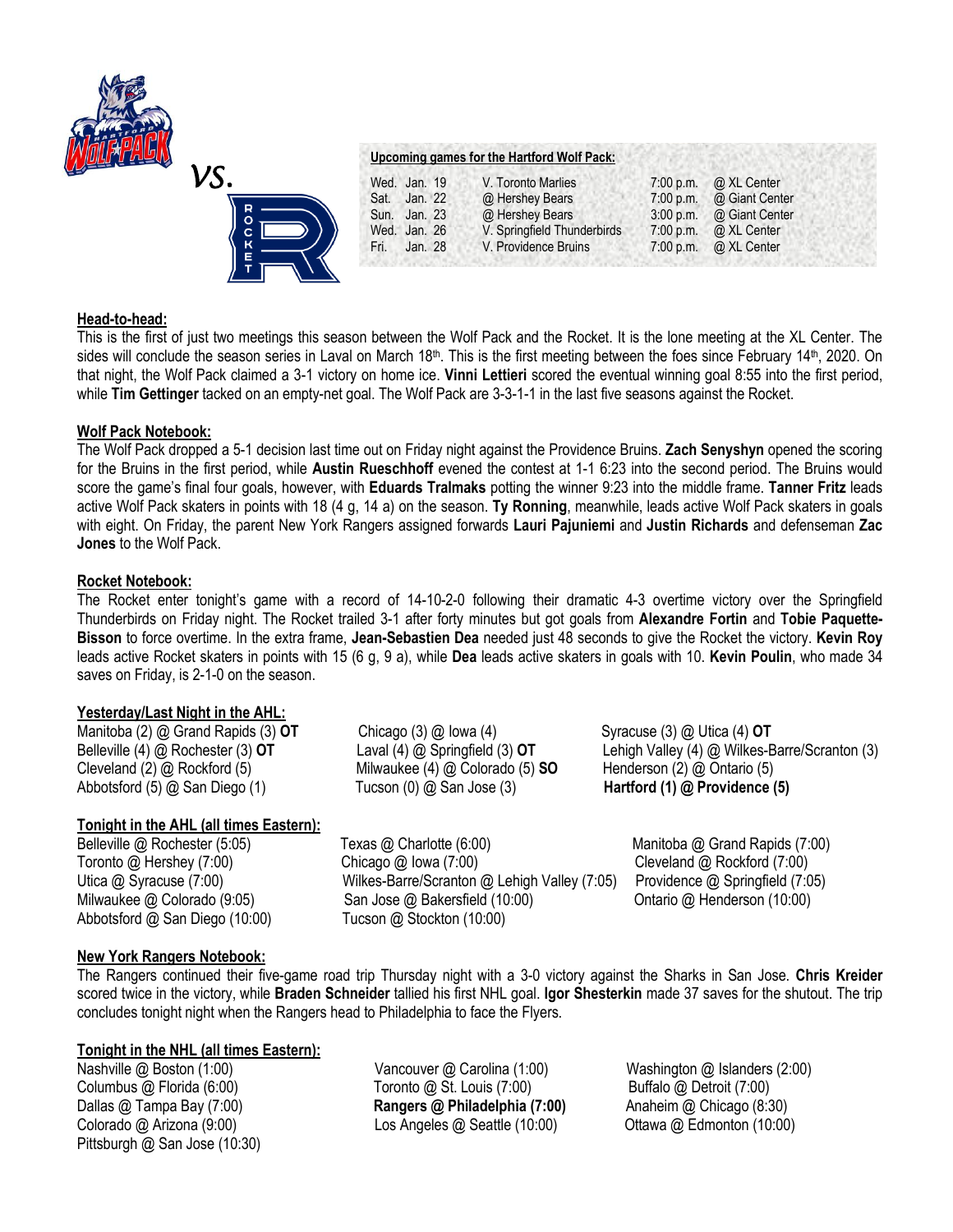vs.

**Upcoming games for the Hartford Wolf Pack:**

| | | | | |
|---|---|---|---|---|
| Wed. | Jan. 19 | V. Toronto Marlies | 7:00 p.m. | @ XL Center |
| Sat. | Jan. 22 | @ Hershey Bears | 7:00 p.m. | @ Giant Center |
| Sun. | Jan. 23 | @ Hershey Bears | 3:00 p.m. | @ Giant Center |
| Wed. | Jan. 26 | V. Springfield Thunderbirds | 7:00 p.m. | @ XL Center |
| Fri. | Jan. 28 | V. Providence Bruins | 7:00 p.m. | @ XL Center |

## Head-to-head:

This is the first of just two meetings this season between the Wolf Pack and the Rocket. It is the lone meeting at the XL Center. The sides will conclude the season series in Laval on March 18th. This is the first meeting between the foes since February 14th, 2020. On that night, the Wolf Pack claimed a 3-1 victory on home ice. **Vinni Lettieri** scored the eventual winning goal 8:55 into the first period, while **Tim Gettinger** tacked on an empty-net goal. The Wolf Pack are 3-3-1-1 in the last five seasons against the Rocket.

## Wolf Pack Notebook:

The Wolf Pack dropped a 5-1 decision last time out on Friday night against the Providence Bruins. **Zach Senyshyn** opened the scoring for the Bruins in the first period, while **Austin Rueschhoff** evened the contest at 1-1 6:23 into the second period. The Bruins would score the game's final four goals, however, with **Eduards Tralmaks** potting the winner 9:23 into the middle frame. **Tanner Fritz** leads active Wolf Pack skaters in points with 18 (4 g, 14 a) on the season. **Ty Ronning**, meanwhile, leads active Wolf Pack skaters in goals with eight. On Friday, the parent New York Rangers assigned forwards **Lauri Pajuniemi** and **Justin Richards** and defenseman **Zac Jones** to the Wolf Pack.

## Rocket Notebook:

The Rocket enter tonight's game with a record of 14-10-2-0 following their dramatic 4-3 overtime victory over the Springfield Thunderbirds on Friday night. The Rocket trailed 3-1 after forty minutes but got goals from **Alexandre Fortin** and **Tobie Paquette-Bisson** to force overtime. In the extra frame, **Jean-Sebastien Dea** needed just 48 seconds to give the Rocket the victory. **Kevin Roy** leads active Rocket skaters in points with 15 (6 g, 9 a), while **Dea** leads active skaters in goals with 10. **Kevin Poulin**, who made 34 saves on Friday, is 2-1-0 on the season.

## Yesterday/Last Night in the AHL:

Manitoba (2) @ Grand Rapids (3) **OT**
Belleville (4) @ Rochester (3) **OT**
Cleveland (2) @ Rockford (5)
Abbotsford (5) @ San Diego (1)
Chicago (3) @ Iowa (4)
Laval (4) @ Springfield (3) **OT**
Milwaukee (4) @ Colorado (5) **SO**
Tucson (0) @ San Jose (3)
Syracuse (3) @ Utica (4) **OT**
Lehigh Valley (4) @ Wilkes-Barre/Scranton (3)
Henderson (2) @ Ontario (5)
**Hartford (1) @ Providence (5)**

## Tonight in the AHL (all times Eastern):

Belleville @ Rochester (5:05)
Toronto @ Hershey (7:00)
Utica @ Syracuse (7:00)
Milwaukee @ Colorado (9:05)
Abbotsford @ San Diego (10:00)
Texas @ Charlotte (6:00)
Chicago @ Iowa (7:00)
Wilkes-Barre/Scranton @ Lehigh Valley (7:05)
San Jose @ Bakersfield (10:00)
Tucson @ Stockton (10:00)
Manitoba @ Grand Rapids (7:00)
Cleveland @ Rockford (7:00)
Providence @ Springfield (7:05)
Ontario @ Henderson (10:00)

## New York Rangers Notebook:

The Rangers continued their five-game road trip Thursday night with a 3-0 victory against the Sharks in San Jose. **Chris Kreider** scored twice in the victory, while **Braden Schneider** tallied his first NHL goal. **Igor Shesterkin** made 37 saves for the shutout. The trip concludes tonight night when the Rangers head to Philadelphia to face the Flyers.

## Tonight in the NHL (all times Eastern):

Nashville @ Boston (1:00)
Columbus @ Florida (6:00)
Dallas @ Tampa Bay (7:00)
Colorado @ Arizona (9:00)
Pittsburgh @ San Jose (10:30)
Vancouver @ Carolina (1:00)
Toronto @ St. Louis (7:00)
**Rangers @ Philadelphia (7:00)**
Los Angeles @ Seattle (10:00)
Washington @ Islanders (2:00)
Buffalo @ Detroit (7:00)
Anaheim @ Chicago (8:30)
Ottawa @ Edmonton (10:00)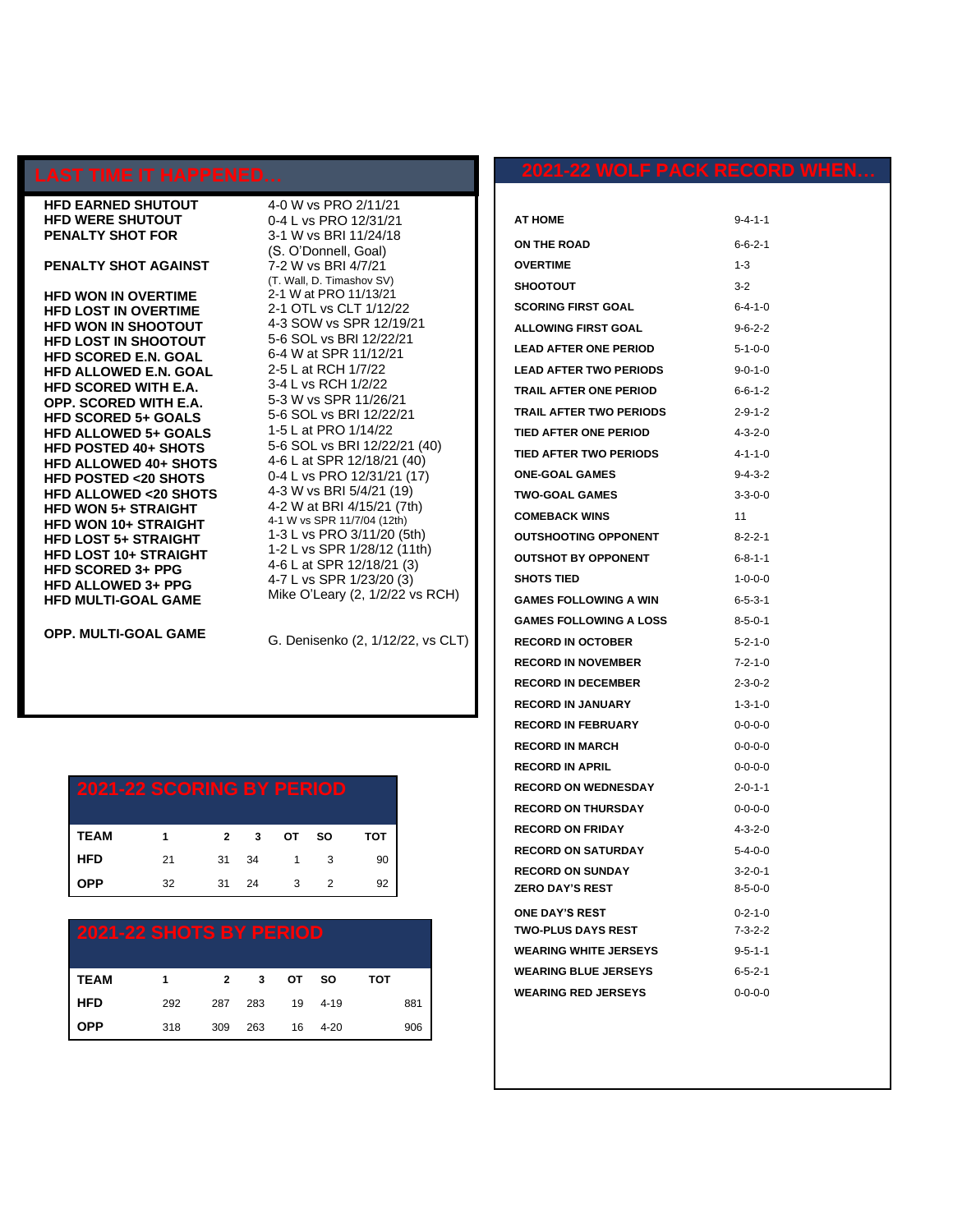## LAST TIME IT HAPPENED…

| | |
|---|---|
| **HFD EARNED SHUTOUT** | 4-0 W vs PRO 2/11/21 |
| **HFD WERE SHUTOUT** | 0-4 L vs PRO 12/31/21 |
| **PENALTY SHOT FOR** | 3-1 W vs BRI 11/24/18 (S. O'Donnell, Goal) |
| **PENALTY SHOT AGAINST** | 7-2 W vs BRI 4/7/21 (T. Wall, D. Timashov SV) |
| **HFD WON IN OVERTIME** | 2-1 W at PRO 11/13/21 |
| **HFD LOST IN OVERTIME** | 2-1 OTL vs CLT 1/12/22 |
| **HFD WON IN SHOOTOUT** | 4-3 SOW vs SPR 12/19/21 |
| **HFD LOST IN SHOOTOUT** | 5-6 SOL vs BRI 12/22/21 |
| **HFD SCORED E.N. GOAL** | 6-4 W at SPR 11/12/21 |
| **HFD ALLOWED E.N. GOAL** | 2-5 L at RCH 1/7/22 |
| **HFD SCORED WITH E.A.** | 3-4 L vs RCH 1/2/22 |
| **OPP. SCORED WITH E.A.** | 5-3 W vs SPR 11/26/21 |
| **HFD SCORED 5+ GOALS** | 5-6 SOL vs BRI 12/22/21 |
| **HFD ALLOWED 5+ GOALS** | 1-5 L at PRO 1/14/22 |
| **HFD POSTED 40+ SHOTS** | 5-6 SOL vs BRI 12/22/21 (40) |
| **HFD ALLOWED 40+ SHOTS** | 4-6 L at SPR 12/18/21 (40) |
| **HFD POSTED <20 SHOTS** | 0-4 L vs PRO 12/31/21 (17) |
| **HFD ALLOWED <20 SHOTS** | 4-3 W vs BRI 5/4/21 (19) |
| **HFD WON 5+ STRAIGHT** | 4-2 W at BRI 4/15/21 (7th) |
| **HFD WON 10+ STRAIGHT** | 4-1 W vs SPR 11/7/04 (12th) |
| **HFD LOST 5+ STRAIGHT** | 1-3 L vs PRO 3/11/20 (5th) |
| **HFD LOST 10+ STRAIGHT** | 1-2 L vs SPR 1/28/12 (11th) |
| **HFD SCORED 3+ PPG** | 4-6 L at SPR 12/18/21 (3) |
| **HFD ALLOWED 3+ PPG** | 4-7 L vs SPR 1/23/20 (3) |
| **HFD MULTI-GOAL GAME** | Mike O'Leary (2, 1/2/22 vs RCH) |
| **OPP. MULTI-GOAL GAME** | G. Denisenko (2, 1/12/22, vs CLT) |

## 2021-22 SCORING BY PERIOD

| TEAM | 1 | 2 | 3 | OT | SO | TOT |
|---|---|---|---|---|---|---|
| HFD | 21 | 31 | 34 | 1 | 3 | 90 |
| OPP | 32 | 31 | 24 | 3 | 2 | 92 |

## 2021-22 SHOTS BY PERIOD

| TEAM | 1 | 2 | 3 | OT | SO | TOT |
|---|---|---|---|---|---|---|
| HFD | 292 | 287 | 283 | 19 | 4-19 | 881 |
| OPP | 318 | 309 | 263 | 16 | 4-20 | 906 |

## 2021-22 WOLF PACK RECORD WHEN…

| | |
|---|---|
| **AT HOME** | 9-4-1-1 |
| **ON THE ROAD** | 6-6-2-1 |
| **OVERTIME** | 1-3 |
| **SHOOTOUT** | 3-2 |
| **SCORING FIRST GOAL** | 6-4-1-0 |
| **ALLOWING FIRST GOAL** | 9-6-2-2 |
| **LEAD AFTER ONE PERIOD** | 5-1-0-0 |
| **LEAD AFTER TWO PERIODS** | 9-0-1-0 |
| **TRAIL AFTER ONE PERIOD** | 6-6-1-2 |
| **TRAIL AFTER TWO PERIODS** | 2-9-1-2 |
| **TIED AFTER ONE PERIOD** | 4-3-2-0 |
| **TIED AFTER TWO PERIODS** | 4-1-1-0 |
| **ONE-GOAL GAMES** | 9-4-3-2 |
| **TWO-GOAL GAMES** | 3-3-0-0 |
| **COMEBACK WINS** | 11 |
| **OUTSHOOTING OPPONENT** | 8-2-2-1 |
| **OUTSHOT BY OPPONENT** | 6-8-1-1 |
| **SHOTS TIED** | 1-0-0-0 |
| **GAMES FOLLOWING A WIN** | 6-5-3-1 |
| **GAMES FOLLOWING A LOSS** | 8-5-0-1 |
| **RECORD IN OCTOBER** | 5-2-1-0 |
| **RECORD IN NOVEMBER** | 7-2-1-0 |
| **RECORD IN DECEMBER** | 2-3-0-2 |
| **RECORD IN JANUARY** | 1-3-1-0 |
| **RECORD IN FEBRUARY** | 0-0-0-0 |
| **RECORD IN MARCH** | 0-0-0-0 |
| **RECORD IN APRIL** | 0-0-0-0 |
| **RECORD ON WEDNESDAY** | 2-0-1-1 |
| **RECORD ON THURSDAY** | 0-0-0-0 |
| **RECORD ON FRIDAY** | 4-3-2-0 |
| **RECORD ON SATURDAY** | 5-4-0-0 |
| **RECORD ON SUNDAY** | 3-2-0-1 |
| **ZERO DAY'S REST** | 8-5-0-0 |
| **ONE DAY'S REST** | 0-2-1-0 |
| **TWO-PLUS DAYS REST** | 7-3-2-2 |
| **WEARING WHITE JERSEYS** | 9-5-1-1 |
| **WEARING BLUE JERSEYS** | 6-5-2-1 |
| **WEARING RED JERSEYS** | 0-0-0-0 |